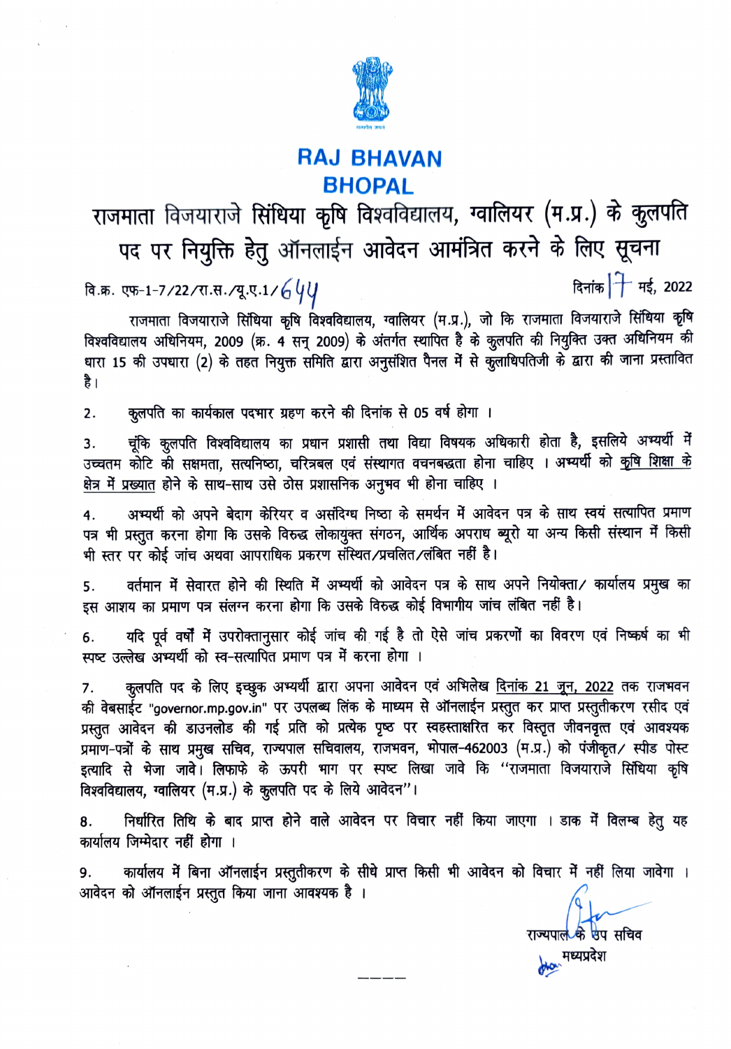# RAJ BHAVAN
# BHOPAL

## राजमाता विजयाराजे सिंधिया कृषि विश्वविद्यालय, ग्वालियर (म.प्र.) के कुलपति पद पर नियुक्ति हेतु ऑनलाईन आवेदन आमंत्रित करने के लिए सूचना

वि.क्र. एफ-1-7/22/रा.स./यू.ए.1/644 दिनांक 17 मई, 2022

राजमाता विजयाराजे सिंधिया कृषि विश्वविद्यालय, ग्वालियर (म.प्र.), जो कि राजमाता विजयाराजे सिंधिया कृषि विश्वविद्यालय अधिनियम, 2009 (क्र. 4 सन् 2009) के अंतर्गत स्थापित है के कुलपति की नियुक्ति उक्त अधिनियम की धारा 15 की उपधारा (2) के तहत नियुक्त समिति द्वारा अनुसंशित पैनल में से कुलाधिपतिजी के द्वारा की जाना प्रस्तावित है।

2. कुलपति का कार्यकाल पदभार ग्रहण करने की दिनांक से 05 वर्ष होगा ।

3. चूंकि कुलपति विश्वविद्यालय का प्रधान प्रशासी तथा विद्या विषयक अधिकारी होता है, इसलिये अभ्यर्थी में उच्चतम कोटि की सक्षमता, सत्यनिष्ठा, चरित्रबल एवं संस्थागत वचनबद्धता होना चाहिए । अभ्यर्थी को कृषि शिक्षा के क्षेत्र में प्रख्यात होने के साथ-साथ उसे ठोस प्रशासनिक अनुभव भी होना चाहिए ।

4. अभ्यर्थी को अपने बेदाग केरियर व असंदिग्ध निष्ठा के समर्थन में आवेदन पत्र के साथ स्वयं सत्यापित प्रमाण पत्र भी प्रस्तुत करना होगा कि उसके विरुद्ध लोकायुक्त संगठन, आर्थिक अपराध ब्यूरो या अन्य किसी संस्थान में किसी भी स्तर पर कोई जांच अथवा आपराधिक प्रकरण संस्थित/प्रचलित/लंबित नहीं है।

5. वर्तमान में सेवारत होने की स्थिति में अभ्यर्थी को आवेदन पत्र के साथ अपने नियोक्ता/ कार्यालय प्रमुख का इस आशय का प्रमाण पत्र संलग्न करना होगा कि उसके विरुद्ध कोई विभागीय जांच लंबित नहीं है।

6. यदि पूर्व वर्षों में उपरोक्तानुसार कोई जांच की गई है तो ऐसे जांच प्रकरणों का विवरण एवं निष्कर्ष का भी स्पष्ट उल्लेख अभ्यर्थी को स्व-सत्यापित प्रमाण पत्र में करना होगा ।

7. कुलपति पद के लिए इच्छुक अभ्यर्थी द्वारा अपना आवेदन एवं अभिलेख दिनांक 21 जून, 2022 तक राजभवन की वेबसाईट "governor.mp.gov.in" पर उपलब्ध लिंक के माध्यम से ऑनलाईन प्रस्तुत कर प्राप्त प्रस्तुतीकरण रसीद एवं प्रस्तुत आवेदन की डाउनलोड की गई प्रति को प्रत्येक पृष्ठ पर स्वहस्ताक्षरित कर विस्तृत जीवनवृत्त एवं आवश्यक प्रमाण-पत्रों के साथ प्रमुख सचिव, राज्यपाल सचिवालय, राजभवन, भोपाल-462003 (म.प्र.) को पंजीकृत/ स्पीड पोस्ट इत्यादि से भेजा जावे। लिफाफे के ऊपरी भाग पर स्पष्ट लिखा जावे कि "राजमाता विजयाराजे सिंधिया कृषि विश्वविद्यालय, ग्वालियर (म.प्र.) के कुलपति पद के लिये आवेदन"।

8. निर्धारित तिथि के बाद प्राप्त होने वाले आवेदन पर विचार नहीं किया जाएगा । डाक में विलम्ब हेतु यह कार्यालय जिम्मेदार नहीं होगा ।

9. कार्यालय में बिना ऑनलाईन प्रस्तुतीकरण के सीधे प्राप्त किसी भी आवेदन को विचार में नहीं लिया जावेगा । आवेदन को ऑनलाईन प्रस्तुत किया जाना आवश्यक है ।

राज्यपाल के उप सचिव
मध्यप्रदेश

----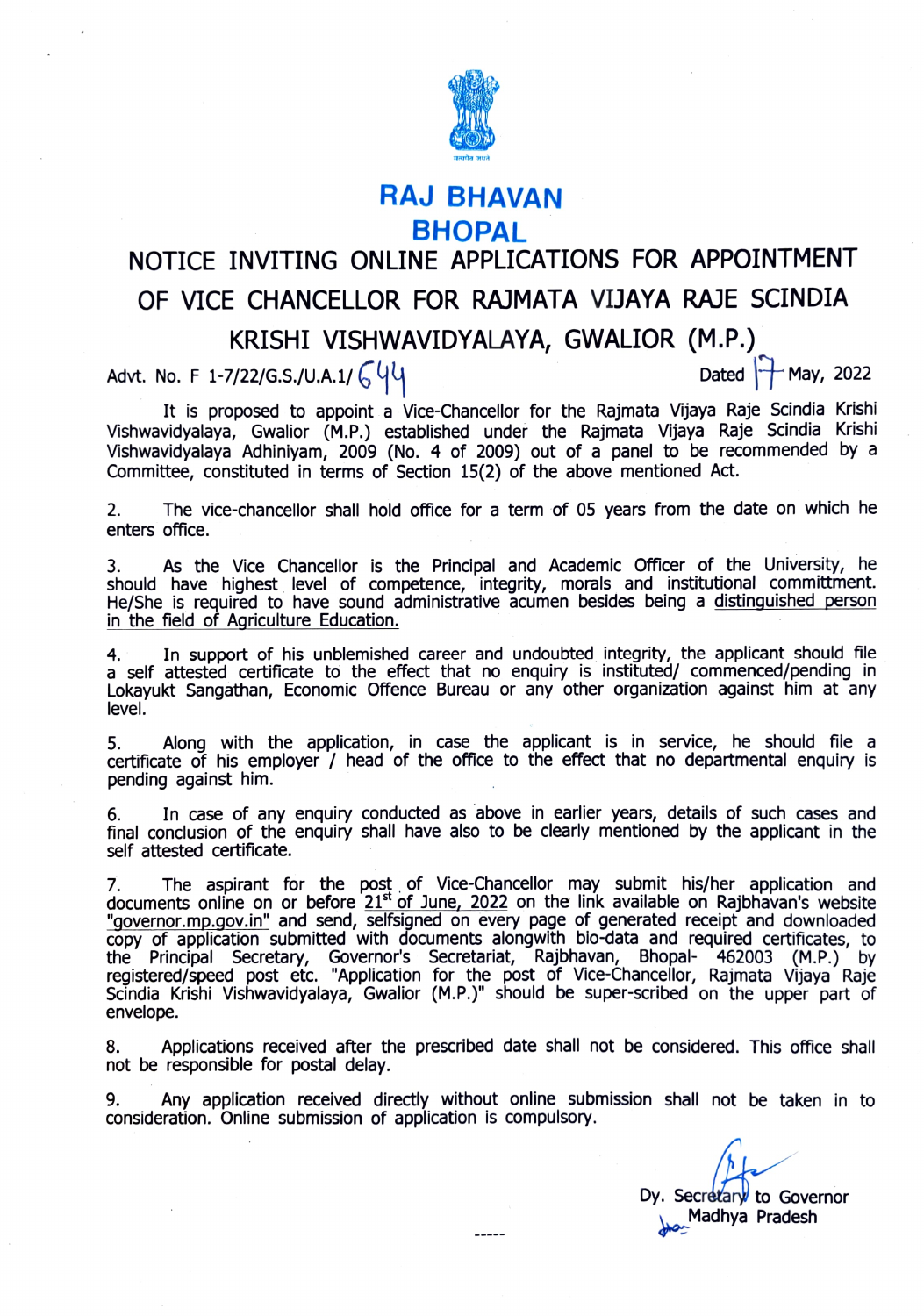# RAJ BHAVAN

# BHOPAL

## NOTICE INVITING ONLINE APPLICATIONS FOR APPOINTMENT OF VICE CHANCELLOR FOR RAJMATA VIJAYA RAJE SCINDIA KRISHI VISHWAVIDYALAYA, GWALIOR (M.P.)

Advt. No. F 1-7/22/G.S./U.A.1/ 644 Dated 17 May, 2022

It is proposed to appoint a Vice-Chancellor for the Rajmata Vijaya Raje Scindia Krishi Vishwavidyalaya, Gwalior (M.P.) established under the Rajmata Vijaya Raje Scindia Krishi Vishwavidyalaya Adhiniyam, 2009 (No. 4 of 2009) out of a panel to be recommended by a Committee, constituted in terms of Section 15(2) of the above mentioned Act.

2. The vice-chancellor shall hold office for a term of 05 years from the date on which he enters office.

3. As the Vice Chancellor is the Principal and Academic Officer of the University, he should have highest level of competence, integrity, morals and institutional committment. He/She is required to have sound administrative acumen besides being a distinguished person in the field of Agriculture Education.

4. In support of his unblemished career and undoubted integrity, the applicant should file a self attested certificate to the effect that no enquiry is instituted/ commenced/pending in Lokayukt Sangathan, Economic Offence Bureau or any other organization against him at any level.

5. Along with the application, in case the applicant is in service, he should file a certificate of his employer / head of the office to the effect that no departmental enquiry is pending against him.

6. In case of any enquiry conducted as above in earlier years, details of such cases and final conclusion of the enquiry shall have also to be clearly mentioned by the applicant in the self attested certificate.

7. The aspirant for the post of Vice-Chancellor may submit his/her application and documents online on or before 21st of June, 2022 on the link available on Rajbhavan's website "governor.mp.gov.in" and send, selfsigned on every page of generated receipt and downloaded copy of application submitted with documents alongwith bio-data and required certificates, to the Principal Secretary, Governor's Secretariat, Rajbhavan, Bhopal- 462003 (M.P.) by registered/speed post etc. "Application for the post of Vice-Chancellor, Rajmata Vijaya Raje Scindia Krishi Vishwavidyalaya, Gwalior (M.P.)" should be super-scribed on the upper part of envelope.

8. Applications received after the prescribed date shall not be considered. This office shall not be responsible for postal delay.

9. Any application received directly without online submission shall not be taken in to consideration. Online submission of application is compulsory.

Dy. Secretary to Governor
Madhya Pradesh

-----